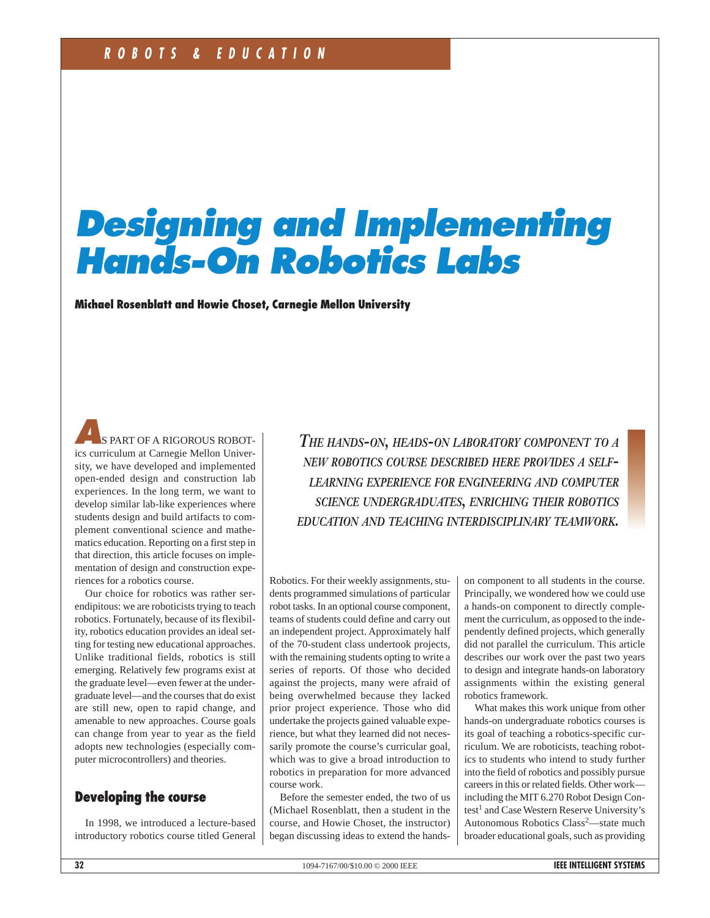# Designing and Implementing Hands-On Robotics Labs

**Michael Rosenblatt and Howie Choset, Carnegie Mellon University**

*THE HANDS-ON, HEADS-ON LABORATORY COMPONENT TO A NEW ROBOTICS COURSE DESCRIBED HERE PROVIDES A SELF-LEARNING EXPERIENCE FOR ENGINEERING AND COMPUTER SCIENCE UNDERGRADUATES, ENRICHING THEIR ROBOTICS EDUCATION AND TEACHING INTERDISCIPLINARY TEAMWORK.*

As part of a rigorous robotics curriculum at Carnegie Mellon University, we have developed and implemented open-ended design and construction lab experiences. In the long term, we want to develop similar lab-like experiences where students design and build artifacts to complement conventional science and mathematics education. Reporting on a first step in that direction, this article focuses on implementation of design and construction experiences for a robotics course.

Our choice for robotics was rather serendipitous: we are roboticists trying to teach robotics. Fortunately, because of its flexibility, robotics education provides an ideal setting for testing new educational approaches. Unlike traditional fields, robotics is still emerging. Relatively few programs exist at the graduate level—even fewer at the undergraduate level—and the courses that do exist are still new, open to rapid change, and amenable to new approaches. Course goals can change from year to year as the field adopts new technologies (especially computer microcontrollers) and theories.

## Developing the course

In 1998, we introduced a lecture-based introductory robotics course titled General Robotics. For their weekly assignments, students programmed simulations of particular robot tasks. In an optional course component, teams of students could define and carry out an independent project. Approximately half of the 70-student class undertook projects, with the remaining students opting to write a series of reports. Of those who decided against the projects, many were afraid of being overwhelmed because they lacked prior project experience. Those who did undertake the projects gained valuable experience, but what they learned did not necessarily promote the course's curricular goal, which was to give a broad introduction to robotics in preparation for more advanced course work.

Before the semester ended, the two of us (Michael Rosenblatt, then a student in the course, and Howie Choset, the instructor) began discussing ideas to extend the hands-on component to all students in the course. Principally, we wondered how we could use a hands-on component to directly complement the curriculum, as opposed to the independently defined projects, which generally did not parallel the curriculum. This article describes our work over the past two years to design and integrate hands-on laboratory assignments within the existing general robotics framework.

What makes this work unique from other hands-on undergraduate robotics courses is its goal of teaching a robotics-specific curriculum. We are roboticists, teaching robotics to students who intend to study further into the field of robotics and possibly pursue careers in this or related fields. Other work—including the MIT 6.270 Robot Design Contest[1] and Case Western Reserve University's Autonomous Robotics Class[2]—state much broader educational goals, such as providing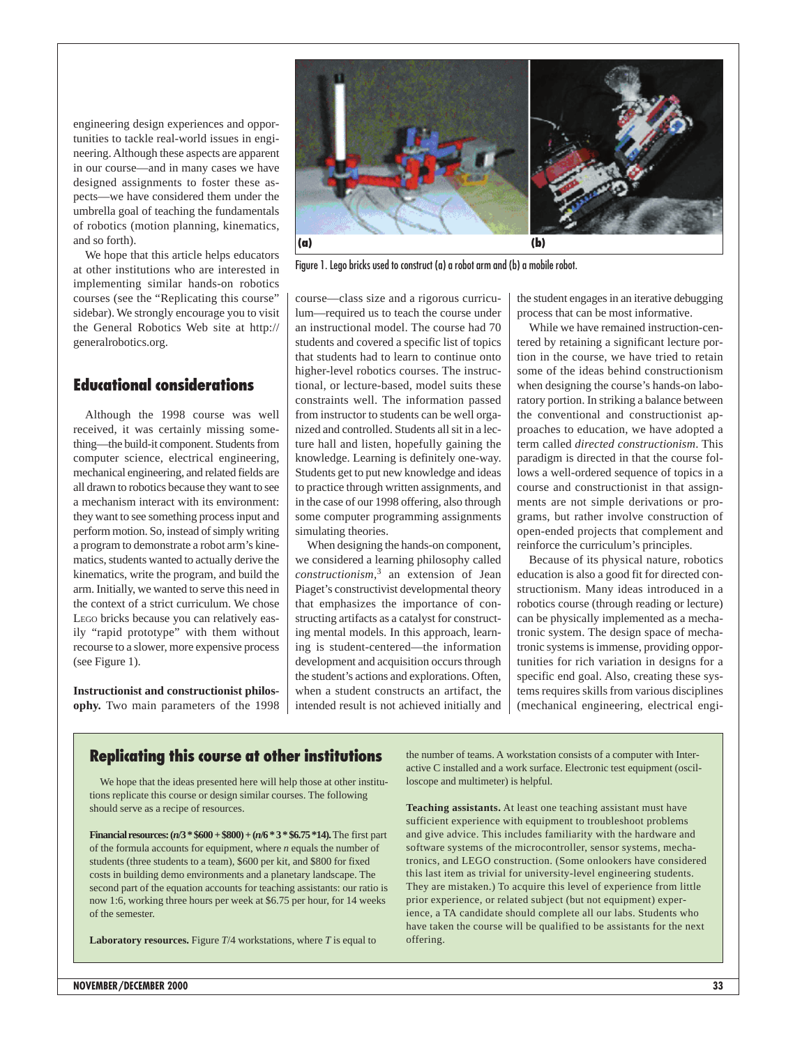engineering design experiences and opportunities to tackle real-world issues in engineering. Although these aspects are apparent in our course—and in many cases we have designed assignments to foster these aspects—we have considered them under the umbrella goal of teaching the fundamentals of robotics (motion planning, kinematics, and so forth).

We hope that this article helps educators at other institutions who are interested in implementing similar hands-on robotics courses (see the "Replicating this course" sidebar). We strongly encourage you to visit the General Robotics Web site at http://generalrobotics.org.

Figure 1. Lego bricks used to construct (a) a robot arm and (b) a mobile robot.

## Educational considerations

Although the 1998 course was well received, it was certainly missing something—the build-it component. Students from computer science, electrical engineering, mechanical engineering, and related fields are all drawn to robotics because they want to see a mechanism interact with its environment: they want to see something process input and perform motion. So, instead of simply writing a program to demonstrate a robot arm's kinematics, students wanted to actually derive the kinematics, write the program, and build the arm. Initially, we wanted to serve this need in the context of a strict curriculum. We chose LEGO bricks because you can relatively easily "rapid prototype" with them without recourse to a slower, more expensive process (see Figure 1).

**Instructionist and constructionist philosophy.** Two main parameters of the 1998 course—class size and a rigorous curriculum—required us to teach the course under an instructional model. The course had 70 students and covered a specific list of topics that students had to learn to continue onto higher-level robotics courses. The instructional, or lecture-based, model suits these constraints well. The information passed from instructor to students can be well organized and controlled. Students all sit in a lecture hall and listen, hopefully gaining the knowledge. Learning is definitely one-way. Students get to put new knowledge and ideas to practice through written assignments, and in the case of our 1998 offering, also through some computer programming assignments simulating theories.

When designing the hands-on component, we considered a learning philosophy called *constructionism*,[3] an extension of Jean Piaget's constructivist developmental theory that emphasizes the importance of constructing artifacts as a catalyst for constructing mental models. In this approach, learning is student-centered—the information development and acquisition occurs through the student's actions and explorations. Often, when a student constructs an artifact, the intended result is not achieved initially and the student engages in an iterative debugging process that can be most informative.

While we have remained instruction-centered by retaining a significant lecture portion in the course, we have tried to retain some of the ideas behind constructionism when designing the course's hands-on laboratory portion. In striking a balance between the conventional and constructionist approaches to education, we have adopted a term called *directed constructionism*. This paradigm is directed in that the course follows a well-ordered sequence of topics in a course and constructionist in that assignments are not simple derivations or programs, but rather involve construction of open-ended projects that complement and reinforce the curriculum's principles.

Because of its physical nature, robotics education is also a good fit for directed constructionism. Many ideas introduced in a robotics course (through reading or lecture) can be physically implemented as a mechatronic system. The design space of mechatronic systems is immense, providing opportunities for rich variation in designs for a specific end goal. Also, creating these systems requires skills from various disciplines (mechanical engineering, electrical engi-

## Replicating this course at other institutions

We hope that the ideas presented here will help those at other institutions replicate this course or design similar courses. The following should serve as a recipe of resources.

**Financial resources: ($n$/3 * \$600 + \$800) + ($n$/6 * 3 * \$6.75 * 14).** The first part of the formula accounts for equipment, where $n$ equals the number of students (three students to a team), \$600 per kit, and \$800 for fixed costs in building demo environments and a planetary landscape. The second part of the equation accounts for teaching assistants: our ratio is now 1:6, working three hours per week at \$6.75 per hour, for 14 weeks of the semester.

**Laboratory resources.** Figure $T$/4 workstations, where $T$ is equal to the number of teams. A workstation consists of a computer with Interactive C installed and a work surface. Electronic test equipment (oscilloscope and multimeter) is helpful.

**Teaching assistants.** At least one teaching assistant must have sufficient experience with equipment to troubleshoot problems and give advice. This includes familiarity with the hardware and software systems of the microcontroller, sensor systems, mechatronics, and LEGO construction. (Some onlookers have considered this last item as trivial for university-level engineering students. They are mistaken.) To acquire this level of experience from little prior experience, or related subject (but not equipment) experience, a TA candidate should complete all our labs. Students who have taken the course will be qualified to be assistants for the next offering.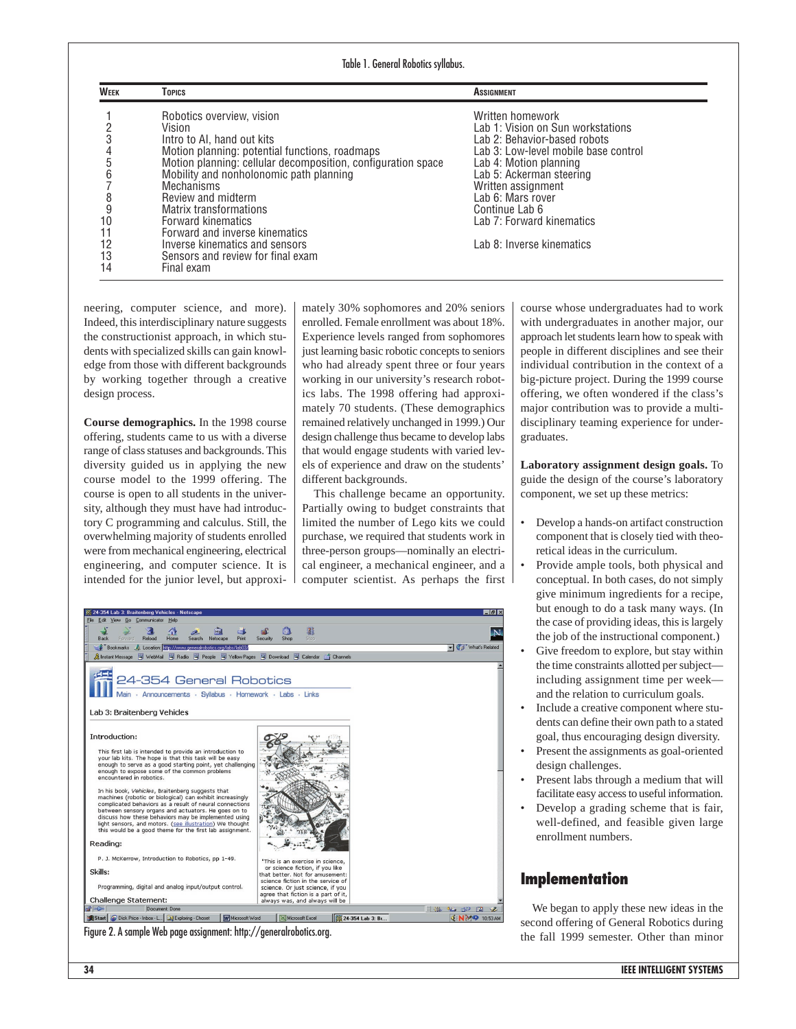Table 1. General Robotics syllabus.

| Week | Topics | Assignment |
|---|---|---|
| 1 | Robotics overview, vision | Written homework |
| 2 | Vision | Lab 1: Vision on Sun workstations |
| 3 | Intro to AI, hand out kits | Lab 2: Behavior-based robots |
| 4 | Motion planning: potential functions, roadmaps | Lab 3: Low-level mobile base control |
| 5 | Motion planning: cellular decomposition, configuration space | Lab 4: Motion planning |
| 6 | Mobility and nonholonomic path planning | Lab 5: Ackerman steering |
| 7 | Mechanisms | Written assignment |
| 8 | Review and midterm | Lab 6: Mars rover |
| 9 | Matrix transformations | Continue Lab 6 |
| 10 | Forward kinematics | Lab 7: Forward kinematics |
| 11 | Forward and inverse kinematics | |
| 12 | Inverse kinematics and sensors | Lab 8: Inverse kinematics |
| 13 | Sensors and review for final exam | |
| 14 | Final exam | |

neering, computer science, and more). Indeed, this interdisciplinary nature suggests the constructionist approach, in which students with specialized skills can gain knowledge from those with different backgrounds by working together through a creative design process.

**Course demographics.** In the 1998 course offering, students came to us with a diverse range of class statuses and backgrounds. This diversity guided us in applying the new course model to the 1999 offering. The course is open to all students in the university, although they must have had introductory C programming and calculus. Still, the overwhelming majority of students enrolled were from mechanical engineering, electrical engineering, and computer science. It is intended for the junior level, but approximately 30% sophomores and 20% seniors enrolled. Female enrollment was about 18%. Experience levels ranged from sophomores just learning basic robotic concepts to seniors who had already spent three or four years working in our university's research robotics labs. The 1998 offering had approximately 70 students. (These demographics remained relatively unchanged in 1999.) Our design challenge thus became to develop labs that would engage students with varied levels of experience and draw on the students' different backgrounds.

This challenge became an opportunity. Partially owing to budget constraints that limited the number of Lego kits we could purchase, we required that students work in three-person groups—nominally an electrical engineer, a mechanical engineer, and a computer scientist. As perhaps the first course whose undergraduates had to work with undergraduates in another major, our approach let students learn how to speak with people in different disciplines and see their individual contribution in the context of a big-picture project. During the 1999 course offering, we often wondered if the class's major contribution was to provide a multidisciplinary teaming experience for undergraduates.

Figure 2. A sample Web page assignment: http://generalrobotics.org.

**Laboratory assignment design goals.** To guide the design of the course's laboratory component, we set up these metrics:

- Develop a hands-on artifact construction component that is closely tied with theoretical ideas in the curriculum.
- Provide ample tools, both physical and conceptual. In both cases, do not simply give minimum ingredients for a recipe, but enough to do a task many ways. (In the case of providing ideas, this is largely the job of the instructional component.)
- Give freedom to explore, but stay within the time constraints allotted per subject—including assignment time per week—and the relation to curriculum goals.
- Include a creative component where students can define their own path to a stated goal, thus encouraging design diversity.
- Present the assignments as goal-oriented design challenges.
- Present labs through a medium that will facilitate easy access to useful information.
- Develop a grading scheme that is fair, well-defined, and feasible given large enrollment numbers.

## Implementation

We began to apply these new ideas in the second offering of General Robotics during the fall 1999 semester. Other than minor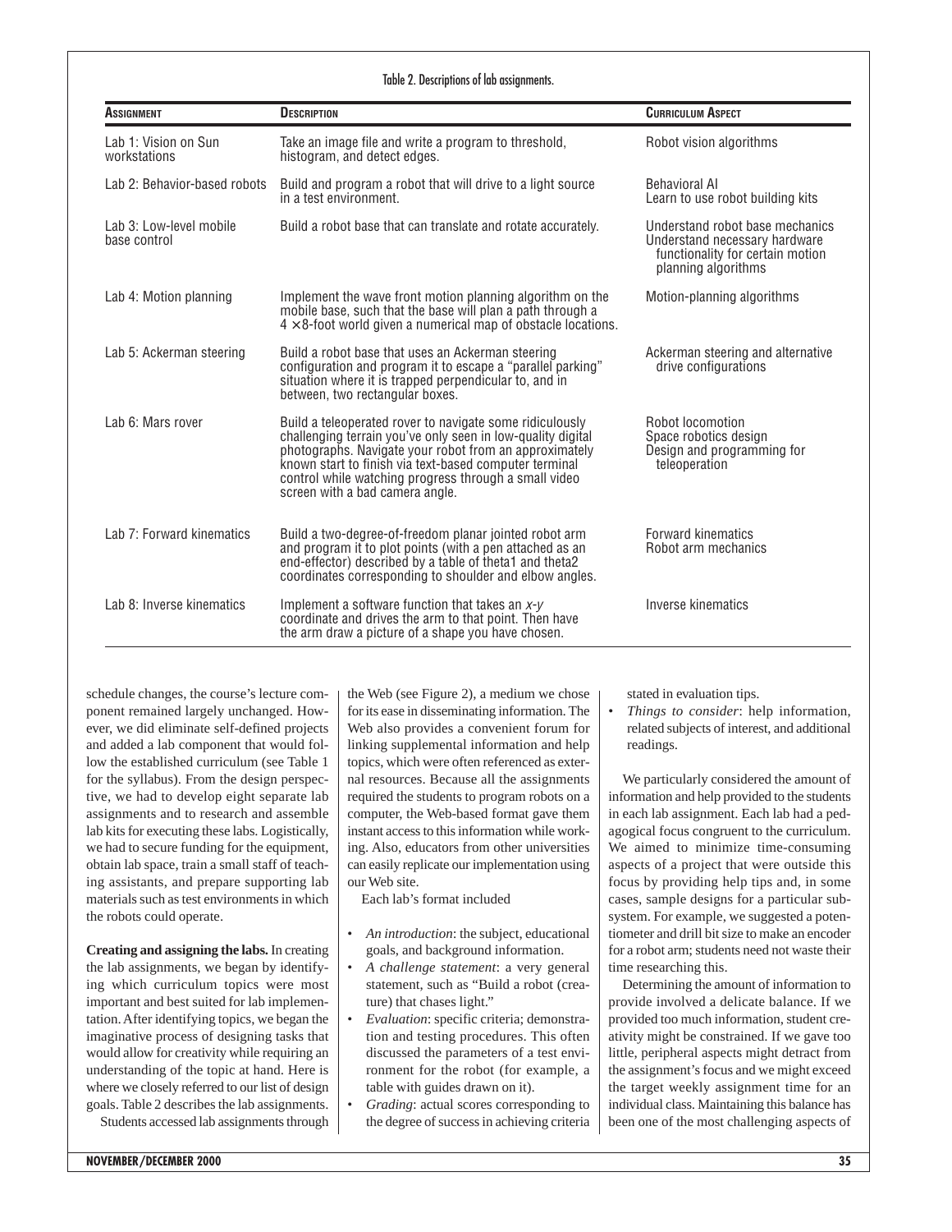Table 2. Descriptions of lab assignments.

| Assignment | Description | Curriculum Aspect |
| --- | --- | --- |
| Lab 1: Vision on Sun workstations | Take an image file and write a program to threshold, histogram, and detect edges. | Robot vision algorithms |
| Lab 2: Behavior-based robots | Build and program a robot that will drive to a light source in a test environment. | Behavioral AI<br>Learn to use robot building kits |
| Lab 3: Low-level mobile base control | Build a robot base that can translate and rotate accurately. | Understand robot base mechanics<br>Understand necessary hardware functionality for certain motion planning algorithms |
| Lab 4: Motion planning | Implement the wave front motion planning algorithm on the mobile base, such that the base will plan a path through a $4 \times 8$-foot world given a numerical map of obstacle locations. | Motion-planning algorithms |
| Lab 5: Ackerman steering | Build a robot base that uses an Ackerman steering configuration and program it to escape a "parallel parking" situation where it is trapped perpendicular to, and in between, two rectangular boxes. | Ackerman steering and alternative drive configurations |
| Lab 6: Mars rover | Build a teleoperated rover to navigate some ridiculously challenging terrain you've only seen in low-quality digital photographs. Navigate your robot from an approximately known start to finish via text-based computer terminal control while watching progress through a small video screen with a bad camera angle. | Robot locomotion<br>Space robotics design<br>Design and programming for teleoperation |
| Lab 7: Forward kinematics | Build a two-degree-of-freedom planar jointed robot arm and program it to plot points (with a pen attached as an end-effector) described by a table of theta1 and theta2 coordinates corresponding to shoulder and elbow angles. | Forward kinematics<br>Robot arm mechanics |
| Lab 8: Inverse kinematics | Implement a software function that takes an *x-y* coordinate and drives the arm to that point. Then have the arm draw a picture of a shape you have chosen. | Inverse kinematics |

schedule changes, the course's lecture component remained largely unchanged. However, we did eliminate self-defined projects and added a lab component that would follow the established curriculum (see Table 1 for the syllabus). From the design perspective, we had to develop eight separate lab assignments and to research and assemble lab kits for executing these labs. Logistically, we had to secure funding for the equipment, obtain lab space, train a small staff of teaching assistants, and prepare supporting lab materials such as test environments in which the robots could operate.

**Creating and assigning the labs.** In creating the lab assignments, we began by identifying which curriculum topics were most important and best suited for lab implementation. After identifying topics, we began the imaginative process of designing tasks that would allow for creativity while requiring an understanding of the topic at hand. Here is where we closely referred to our list of design goals. Table 2 describes the lab assignments.

Students accessed lab assignments through the Web (see Figure 2), a medium we chose for its ease in disseminating information. The Web also provides a convenient forum for linking supplemental information and help topics, which were often referenced as external resources. Because all the assignments required the students to program robots on a computer, the Web-based format gave them instant access to this information while working. Also, educators from other universities can easily replicate our implementation using our Web site.

Each lab's format included

- *An introduction*: the subject, educational goals, and background information.
- *A challenge statement*: a very general statement, such as "Build a robot (creature) that chases light."
- *Evaluation*: specific criteria; demonstration and testing procedures. This often discussed the parameters of a test environment for the robot (for example, a table with guides drawn on it).
- *Grading*: actual scores corresponding to the degree of success in achieving criteria stated in evaluation tips.
- *Things to consider*: help information, related subjects of interest, and additional readings.

We particularly considered the amount of information and help provided to the students in each lab assignment. Each lab had a pedagogical focus congruent to the curriculum. We aimed to minimize time-consuming aspects of a project that were outside this focus by providing help tips and, in some cases, sample designs for a particular subsystem. For example, we suggested a potentiometer and drill bit size to make an encoder for a robot arm; students need not waste their time researching this.

Determining the amount of information to provide involved a delicate balance. If we provided too much information, student creativity might be constrained. If we gave too little, peripheral aspects might detract from the assignment's focus and we might exceed the target weekly assignment time for an individual class. Maintaining this balance has been one of the most challenging aspects of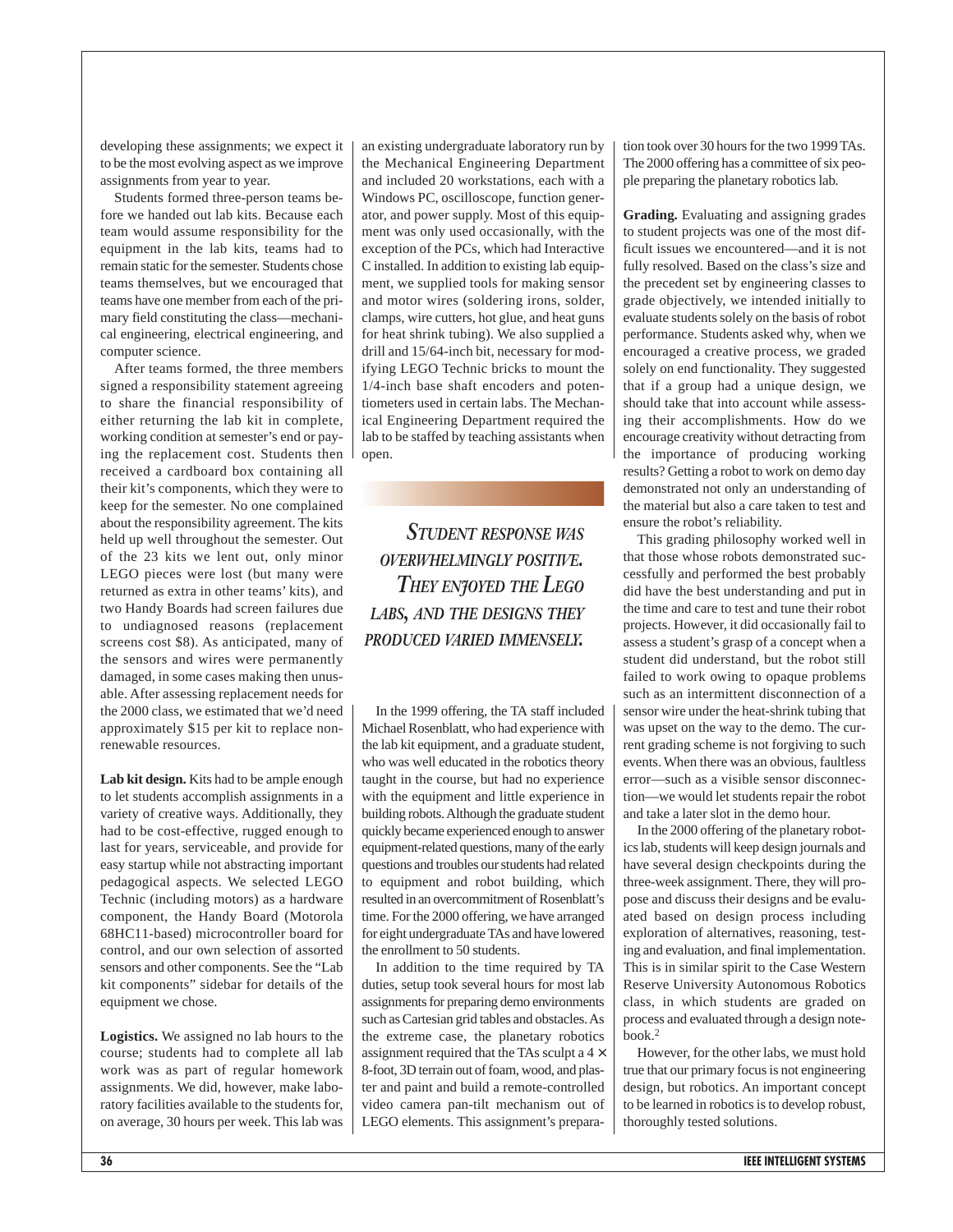developing these assignments; we expect it to be the most evolving aspect as we improve assignments from year to year.

Students formed three-person teams before we handed out lab kits. Because each team would assume responsibility for the equipment in the lab kits, teams had to remain static for the semester. Students chose teams themselves, but we encouraged that teams have one member from each of the primary field constituting the class—mechanical engineering, electrical engineering, and computer science.

After teams formed, the three members signed a responsibility statement agreeing to share the financial responsibility of either returning the lab kit in complete, working condition at semester's end or paying the replacement cost. Students then received a cardboard box containing all their kit's components, which they were to keep for the semester. No one complained about the responsibility agreement. The kits held up well throughout the semester. Out of the 23 kits we lent out, only minor LEGO pieces were lost (but many were returned as extra in other teams' kits), and two Handy Boards had screen failures due to undiagnosed reasons (replacement screens cost $8). As anticipated, many of the sensors and wires were permanently damaged, in some cases making then unusable. After assessing replacement needs for the 2000 class, we estimated that we'd need approximately $15 per kit to replace nonrenewable resources.

**Lab kit design.** Kits had to be ample enough to let students accomplish assignments in a variety of creative ways. Additionally, they had to be cost-effective, rugged enough to last for years, serviceable, and provide for easy startup while not abstracting important pedagogical aspects. We selected LEGO Technic (including motors) as a hardware component, the Handy Board (Motorola 68HC11-based) microcontroller board for control, and our own selection of assorted sensors and other components. See the "Lab kit components" sidebar for details of the equipment we chose.

**Logistics.** We assigned no lab hours to the course; students had to complete all lab work was as part of regular homework assignments. We did, however, make laboratory facilities available to the students for, on average, 30 hours per week. This lab was an existing undergraduate laboratory run by the Mechanical Engineering Department and included 20 workstations, each with a Windows PC, oscilloscope, function generator, and power supply. Most of this equipment was only used occasionally, with the exception of the PCs, which had Interactive C installed. In addition to existing lab equipment, we supplied tools for making sensor and motor wires (soldering irons, solder, clamps, wire cutters, hot glue, and heat guns for heat shrink tubing). We also supplied a drill and 15/64-inch bit, necessary for modifying LEGO Technic bricks to mount the 1/4-inch base shaft encoders and potentiometers used in certain labs. The Mechanical Engineering Department required the lab to be staffed by teaching assistants when open.

*STUDENT RESPONSE WAS OVERWHELMINGLY POSITIVE. THEY ENJOYED THE LEGO LABS, AND THE DESIGNS THEY PRODUCED VARIED IMMENSELY.*

In the 1999 offering, the TA staff included Michael Rosenblatt, who had experience with the lab kit equipment, and a graduate student, who was well educated in the robotics theory taught in the course, but had no experience with the equipment and little experience in building robots. Although the graduate student quickly became experienced enough to answer equipment-related questions, many of the early questions and troubles our students had related to equipment and robot building, which resulted in an overcommitment of Rosenblatt's time. For the 2000 offering, we have arranged for eight undergraduate TAs and have lowered the enrollment to 50 students.

In addition to the time required by TA duties, setup took several hours for most lab assignments for preparing demo environments such as Cartesian grid tables and obstacles. As the extreme case, the planetary robotics assignment required that the TAs sculpt a 4 × 8-foot, 3D terrain out of foam, wood, and plaster and paint and build a remote-controlled video camera pan-tilt mechanism out of LEGO elements. This assignment's preparation took over 30 hours for the two 1999 TAs. The 2000 offering has a committee of six people preparing the planetary robotics lab.

**Grading.** Evaluating and assigning grades to student projects was one of the most difficult issues we encountered—and it is not fully resolved. Based on the class's size and the precedent set by engineering classes to grade objectively, we intended initially to evaluate students solely on the basis of robot performance. Students asked why, when we encouraged a creative process, we graded solely on end functionality. They suggested that if a group had a unique design, we should take that into account while assessing their accomplishments. How do we encourage creativity without detracting from the importance of producing working results? Getting a robot to work on demo day demonstrated not only an understanding of the material but also a care taken to test and ensure the robot's reliability.

This grading philosophy worked well in that those whose robots demonstrated successfully and performed the best probably did have the best understanding and put in the time and care to test and tune their robot projects. However, it did occasionally fail to assess a student's grasp of a concept when a student did understand, but the robot still failed to work owing to opaque problems such as an intermittent disconnection of a sensor wire under the heat-shrink tubing that was upset on the way to the demo. The current grading scheme is not forgiving to such events. When there was an obvious, faultless error—such as a visible sensor disconnection—we would let students repair the robot and take a later slot in the demo hour.

In the 2000 offering of the planetary robotics lab, students will keep design journals and have several design checkpoints during the three-week assignment. There, they will propose and discuss their designs and be evaluated based on design process including exploration of alternatives, reasoning, testing and evaluation, and final implementation. This is in similar spirit to the Case Western Reserve University Autonomous Robotics class, in which students are graded on process and evaluated through a design notebook.[2]

However, for the other labs, we must hold true that our primary focus is not engineering design, but robotics. An important concept to be learned in robotics is to develop robust, thoroughly tested solutions.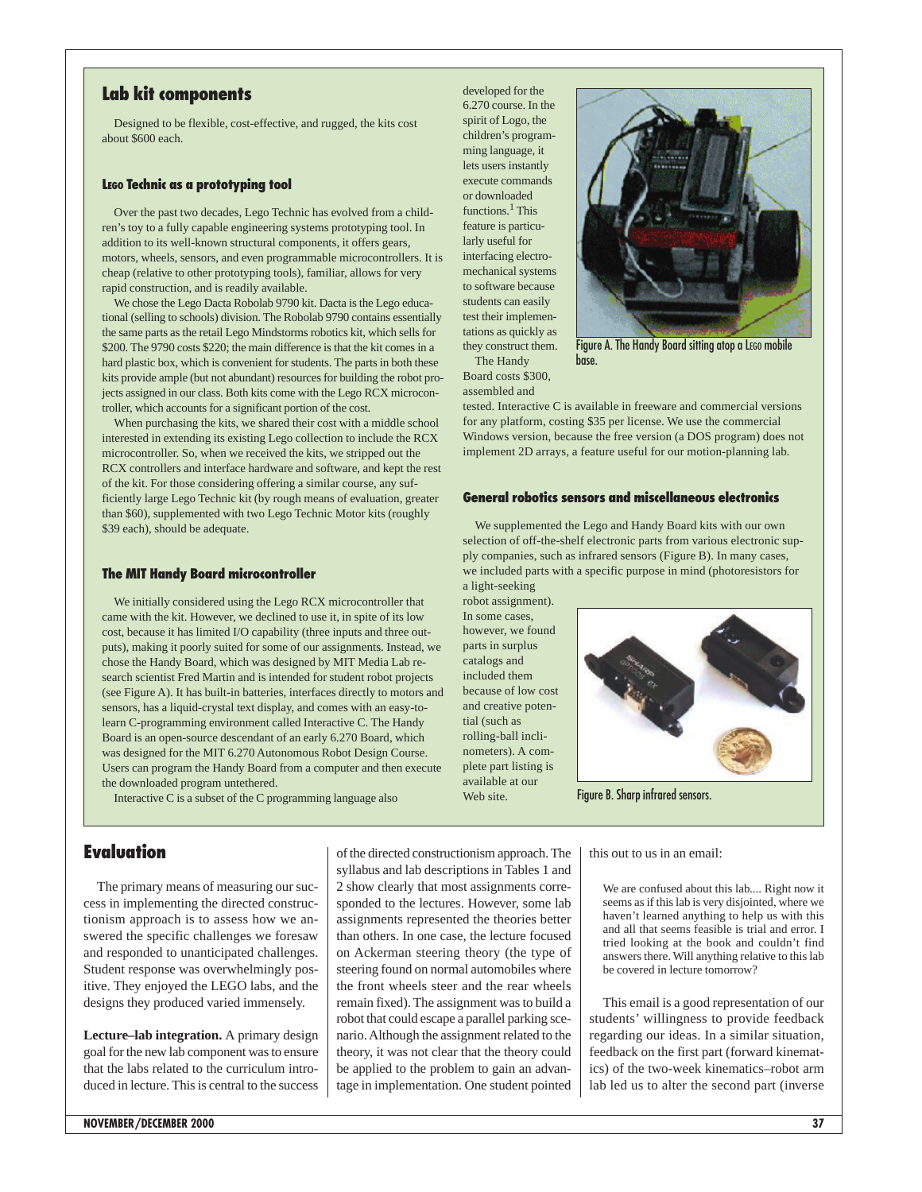## Lab kit components

Designed to be flexible, cost-effective, and rugged, the kits cost about $600 each.

### Lego Technic as a prototyping tool

Over the past two decades, Lego Technic has evolved from a children's toy to a fully capable engineering systems prototyping tool. In addition to its well-known structural components, it offers gears, motors, wheels, sensors, and even programmable microcontrollers. It is cheap (relative to other prototyping tools), familiar, allows for very rapid construction, and is readily available.

We chose the Lego Dacta Robolab 9790 kit. Dacta is the Lego educational (selling to schools) division. The Robolab 9790 contains essentially the same parts as the retail Lego Mindstorms robotics kit, which sells for $200. The 9790 costs $220; the main difference is that the kit comes in a hard plastic box, which is convenient for students. The parts in both these kits provide ample (but not abundant) resources for building the robot projects assigned in our class. Both kits come with the Lego RCX microcontroller, which accounts for a significant portion of the cost.

When purchasing the kits, we shared their cost with a middle school interested in extending its existing Lego collection to include the RCX microcontroller. So, when we received the kits, we stripped out the RCX controllers and interface hardware and software, and kept the rest of the kit. For those considering offering a similar course, any sufficiently large Lego Technic kit (by rough means of evaluation, greater than $60), supplemented with two Lego Technic Motor kits (roughly $39 each), should be adequate.

### The MIT Handy Board microcontroller

We initially considered using the Lego RCX microcontroller that came with the kit. However, we declined to use it, in spite of its low cost, because it has limited I/O capability (three inputs and three outputs), making it poorly suited for some of our assignments. Instead, we chose the Handy Board, which was designed by MIT Media Lab research scientist Fred Martin and is intended for student robot projects (see Figure A). It has built-in batteries, interfaces directly to motors and sensors, has a liquid-crystal text display, and comes with an easy-to-learn C-programming environment called Interactive C. The Handy Board is an open-source descendant of an early 6.270 Board, which was designed for the MIT 6.270 Autonomous Robot Design Course. Users can program the Handy Board from a computer and then execute the downloaded program untethered.

Interactive C is a subset of the C programming language also developed for the 6.270 course. In the spirit of Logo, the children's programming language, it lets users instantly execute commands or downloaded functions.[1] This feature is particularly useful for interfacing electromechanical systems to software because students can easily test their implementations as quickly as they construct them.

Figure A. The Handy Board sitting atop a Lego mobile base.

The Handy Board costs $300, assembled and tested. Interactive C is available in freeware and commercial versions for any platform, costing $35 per license. We use the commercial Windows version, because the free version (a DOS program) does not implement 2D arrays, a feature useful for our motion-planning lab.

### General robotics sensors and miscellaneous electronics

We supplemented the Lego and Handy Board kits with our own selection of off-the-shelf electronic parts from various electronic supply companies, such as infrared sensors (Figure B). In many cases, we included parts with a specific purpose in mind (photoresistors for a light-seeking robot assignment). In some cases, however, we found parts in surplus catalogs and included them because of low cost and creative potential (such as rolling-ball inclinometers). A complete part listing is available at our Web site.

Figure B. Sharp infrared sensors.

## Evaluation

The primary means of measuring our success in implementing the directed constructionism approach is to assess how we answered the specific challenges we foresaw and responded to unanticipated challenges. Student response was overwhelmingly positive. They enjoyed the LEGO labs, and the designs they produced varied immensely.

**Lecture–lab integration.** A primary design goal for the new lab component was to ensure that the labs related to the curriculum introduced in lecture. This is central to the success of the directed constructionism approach. The syllabus and lab descriptions in Tables 1 and 2 show clearly that most assignments corresponded to the lectures. However, some lab assignments represented the theories better than others. In one case, the lecture focused on Ackerman steering theory (the type of steering found on normal automobiles where the front wheels steer and the rear wheels remain fixed). The assignment was to build a robot that could escape a parallel parking scenario. Although the assignment related to the theory, it was not clear that the theory could be applied to the problem to gain an advantage in implementation. One student pointed this out to us in an email:

> We are confused about this lab.... Right now it seems as if this lab is very disjointed, where we haven't learned anything to help us with this and all that seems feasible is trial and error. I tried looking at the book and couldn't find answers there. Will anything relative to this lab be covered in lecture tomorrow?

This email is a good representation of our students' willingness to provide feedback regarding our ideas. In a similar situation, feedback on the first part (forward kinematics) of the two-week kinematics–robot arm lab led us to alter the second part (inverse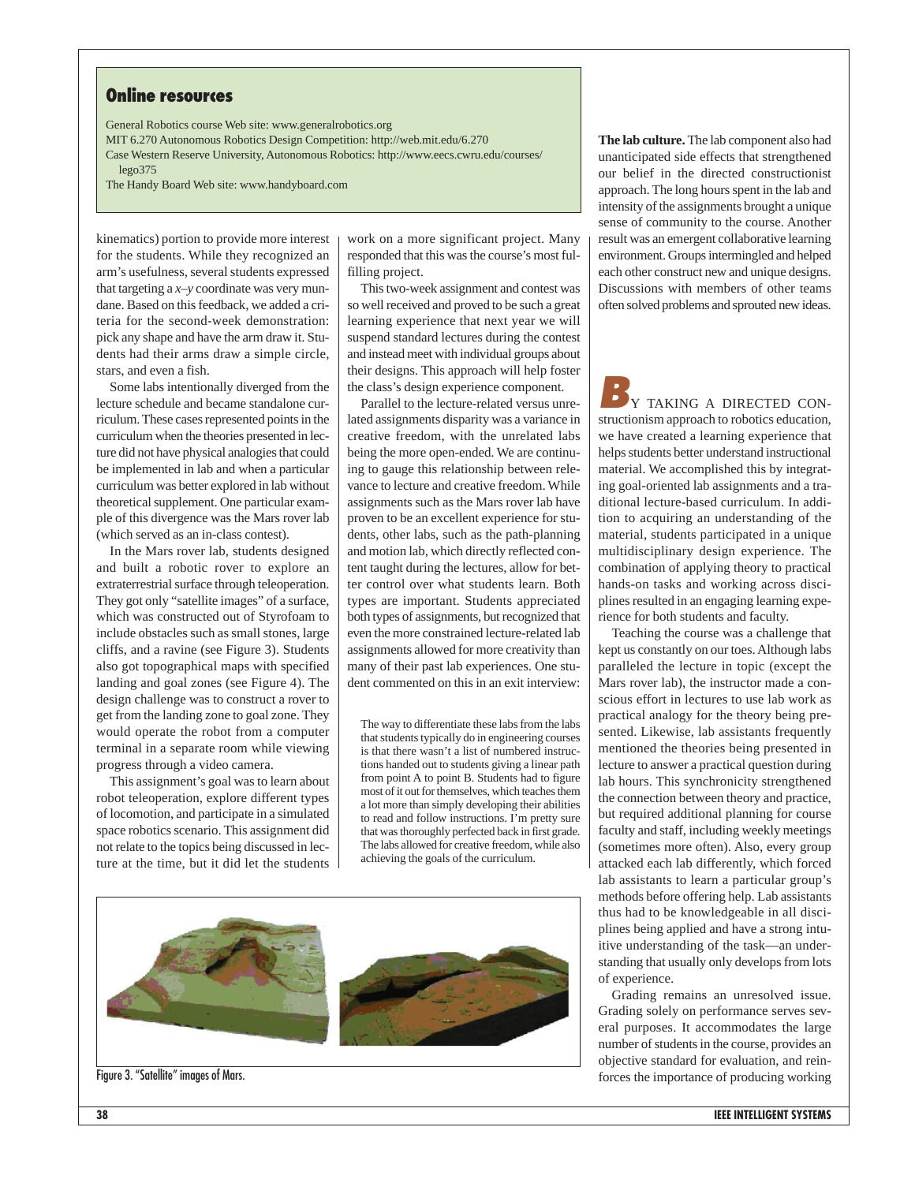## Online resources

General Robotics course Web site: www.generalrobotics.org
MIT 6.270 Autonomous Robotics Design Competition: http://web.mit.edu/6.270
Case Western Reserve University, Autonomous Robotics: http://www.eecs.cwru.edu/courses/lego375
The Handy Board Web site: www.handyboard.com

kinematics) portion to provide more interest for the students. While they recognized an arm's usefulness, several students expressed that targeting a $x$–$y$ coordinate was very mundane. Based on this feedback, we added a criteria for the second-week demonstration: pick any shape and have the arm draw it. Students had their arms draw a simple circle, stars, and even a fish.

Some labs intentionally diverged from the lecture schedule and became standalone curriculum. These cases represented points in the curriculum when the theories presented in lecture did not have physical analogies that could be implemented in lab and when a particular curriculum was better explored in lab without theoretical supplement. One particular example of this divergence was the Mars rover lab (which served as an in-class contest).

In the Mars rover lab, students designed and built a robotic rover to explore an extraterrestrial surface through teleoperation. They got only "satellite images" of a surface, which was constructed out of Styrofoam to include obstacles such as small stones, large cliffs, and a ravine (see Figure 3). Students also got topographical maps with specified landing and goal zones (see Figure 4). The design challenge was to construct a rover to get from the landing zone to goal zone. They would operate the robot from a computer terminal in a separate room while viewing progress through a video camera.

This assignment's goal was to learn about robot teleoperation, explore different types of locomotion, and participate in a simulated space robotics scenario. This assignment did not relate to the topics being discussed in lecture at the time, but it did let the students work on a more significant project. Many responded that this was the course's most fulfilling project.

This two-week assignment and contest was so well received and proved to be such a great learning experience that next year we will suspend standard lectures during the contest and instead meet with individual groups about their designs. This approach will help foster the class's design experience component.

Parallel to the lecture-related versus unrelated assignments disparity was a variance in creative freedom, with the unrelated labs being the more open-ended. We are continuing to gauge this relationship between relevance to lecture and creative freedom. While assignments such as the Mars rover lab have proven to be an excellent experience for students, other labs, such as the path-planning and motion lab, which directly reflected content taught during the lectures, allow for better control over what students learn. Both types are important. Students appreciated both types of assignments, but recognized that even the more constrained lecture-related lab assignments allowed for more creativity than many of their past lab experiences. One student commented on this in an exit interview:

> The way to differentiate these labs from the labs that students typically do in engineering courses is that there wasn't a list of numbered instructions handed out to students giving a linear path from point A to point B. Students had to figure most of it out for themselves, which teaches them a lot more than simply developing their abilities to read and follow instructions. I'm pretty sure that was thoroughly perfected back in first grade. The labs allowed for creative freedom, while also achieving the goals of the curriculum.

Figure 3. "Satellite" images of Mars.

**The lab culture.** The lab component also had unanticipated side effects that strengthened our belief in the directed constructionist approach. The long hours spent in the lab and intensity of the assignments brought a unique sense of community to the course. Another result was an emergent collaborative learning environment. Groups intermingled and helped each other construct new and unique designs. Discussions with members of other teams often solved problems and sprouted new ideas.

By taking a directed constructionism approach to robotics education, we have created a learning experience that helps students better understand instructional material. We accomplished this by integrating goal-oriented lab assignments and a traditional lecture-based curriculum. In addition to acquiring an understanding of the material, students participated in a unique multidisciplinary design experience. The combination of applying theory to practical hands-on tasks and working across disciplines resulted in an engaging learning experience for both students and faculty.

Teaching the course was a challenge that kept us constantly on our toes. Although labs paralleled the lecture in topic (except the Mars rover lab), the instructor made a conscious effort in lectures to use lab work as practical analogy for the theory being presented. Likewise, lab assistants frequently mentioned the theories being presented in lecture to answer a practical question during lab hours. This synchronicity strengthened the connection between theory and practice, but required additional planning for course faculty and staff, including weekly meetings (sometimes more often). Also, every group attacked each lab differently, which forced lab assistants to learn a particular group's methods before offering help. Lab assistants thus had to be knowledgeable in all disciplines being applied and have a strong intuitive understanding of the task—an understanding that usually only develops from lots of experience.

Grading remains an unresolved issue. Grading solely on performance serves several purposes. It accommodates the large number of students in the course, provides an objective standard for evaluation, and reinforces the importance of producing working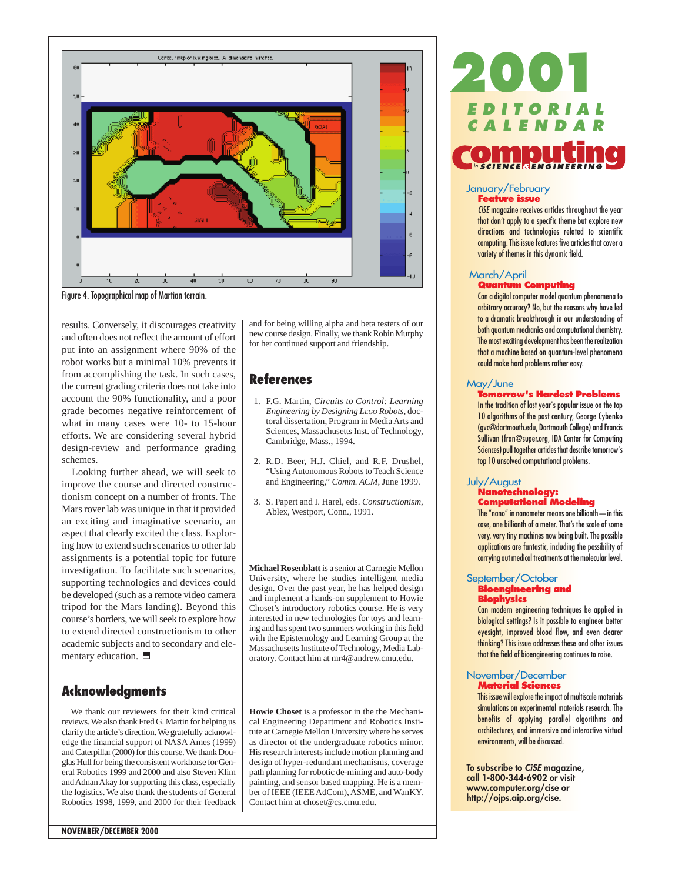Contour map of Martian terrain. A dimensions: inches.

60
50
40
30
20
10
0

GOAL
START

Figure 4. Topographical map of Martian terrain.

results. Conversely, it discourages creativity and often does not reflect the amount of effort put into an assignment where 90% of the robot works but a minimal 10% prevents it from accomplishing the task. In such cases, the current grading criteria does not take into account the 90% functionality, and a poor grade becomes negative reinforcement of what in many cases were 10- to 15-hour efforts. We are considering several hybrid design-review and performance grading schemes.

Looking further ahead, we will seek to improve the course and directed constructionism concept on a number of fronts. The Mars rover lab was unique in that it provided an exciting and imaginative scenario, an aspect that clearly excited the class. Exploring how to extend such scenarios to other lab assignments is a potential topic for future investigation. To facilitate such scenarios, supporting technologies and devices could be developed (such as a remote video camera tripod for the Mars landing). Beyond this course's borders, we will seek to explore how to extend directed constructionism to other academic subjects and to secondary and elementary education.

## Acknowledgments

We thank our reviewers for their kind critical reviews. We also thank Fred G. Martin for helping us clarify the article's direction. We gratefully acknowledge the financial support of NASA Ames (1999) and Caterpillar (2000) for this course. We thank Douglas Hull for being the consistent workhorse for General Robotics 1999 and 2000 and also Steven Klim and Adnan Akay for supporting this class, especially the logistics. We also thank the students of General Robotics 1998, 1999, and 2000 for their feedback and for being willing alpha and beta testers of our new course design. Finally, we thank Robin Murphy for her continued support and friendship.

## References

1. F.G. Martin, *Circuits to Control: Learning Engineering by Designing Lego Robots*, doctoral dissertation, Program in Media Arts and Sciences, Massachusetts Inst. of Technology, Cambridge, Mass., 1994.
2. R.D. Beer, H.J. Chiel, and R.F. Drushel, "Using Autonomous Robots to Teach Science and Engineering," *Comm. ACM*, June 1999.
3. S. Papert and I. Harel, eds. *Constructionism*, Ablex, Westport, Conn., 1991.

**Michael Rosenblatt** is a senior at Carnegie Mellon University, where he studies intelligent media design. Over the past year, he has helped design and implement a hands-on supplement to Howie Choset's introductory robotics course. He is very interested in new technologies for toys and learning and has spent two summers working in this field with the Epistemology and Learning Group at the Massachusetts Institute of Technology, Media Laboratory. Contact him at mr4@andrew.cmu.edu.

**Howie Choset** is a professor in the the Mechanical Engineering Department and Robotics Institute at Carnegie Mellon University where he serves as director of the undergraduate robotics minor. His research interests include motion planning and design of hyper-redundant mechanisms, coverage path planning for robotic de-mining and auto-body painting, and sensor based mapping. He is a member of IEEE (IEEE AdCom), ASME, and WanKY. Contact him at choset@cs.cmu.edu.

# 2001 EDITORIAL CALENDAR

## Computing in Science & Engineering

**January/February**
**Feature issue**
*CiSE* magazine receives articles throughout the year that don't apply to a specific theme but explore new directions and technologies related to scientific computing. This issue features five articles that cover a variety of themes in this dynamic field.

**March/April**
**Quantum Computing**
Can a digital computer model quantum phenomena to arbitrary accuracy? No, but the reasons why have led to a dramatic breakthrough in our understanding of both quantum mechanics and computational chemistry. The most exciting development has been the realization that a machine based on quantum-level phenomena could make hard problems rather easy.

**May/June**
**Tomorrow's Hardest Problems**
In the tradition of last year's popular issue on the top 10 algorithms of the past century, George Cybenko (gvc@dartmouth.edu, Dartmouth College) and Francis Sullivan (fran@super.org, IDA Center for Computing Sciences) pull together articles that describe tomorrow's top 10 unsolved computational problems.

**July/August**
**Nanotechnology: Computational Modeling**
The "nano" in nanometer means one billionth—in this case, one billionth of a meter. That's the scale of some very, very tiny machines now being built. The possible applications are fantastic, including the possibility of carrying out medical treatments at the molecular level.

**September/October**
**Bioengineering and Biophysics**
Can modern engineering techniques be applied in biological settings? Is it possible to engineer better eyesight, improved blood flow, and even clearer thinking? This issue addresses these and other issues that the field of bioengineering continues to raise.

**November/December**
**Material Sciences**
This issue will explore the impact of multiscale materials simulations on experimental materials research. The benefits of applying parallel algorithms and architectures, and immersive and interactive virtual environments, will be discussed.

**To subscribe to *CiSE* magazine, call 1-800-344-6902 or visit www.computer.org/cise or http://ojps.aip.org/cise.**